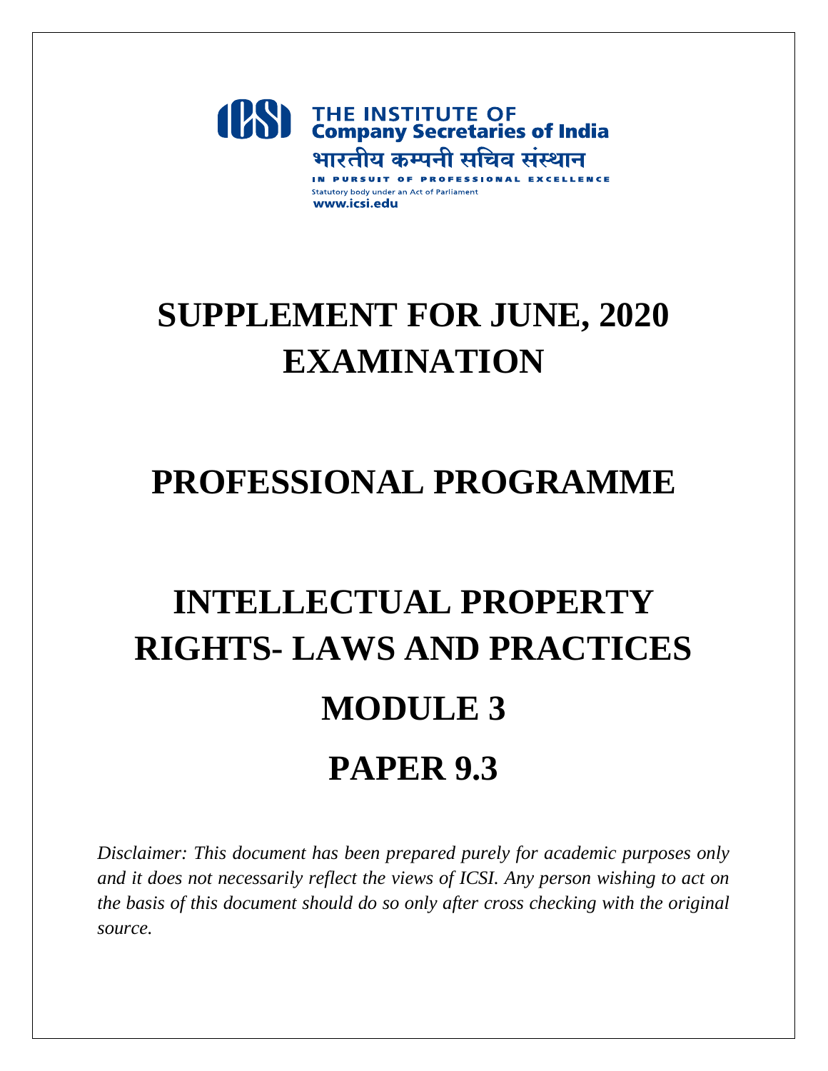THE INSTITUTE OF
Company Secretaries of India
भारतीय कम्पनी सचिव संस्थान
IN PURSUIT OF PROFESSIONAL EXCELLENCE
Statutory body under an Act of Parliament
www.icsi.edu

# SUPPLEMENT FOR JUNE, 2020 EXAMINATION

# PROFESSIONAL PROGRAMME

# INTELLECTUAL PROPERTY RIGHTS- LAWS AND PRACTICES

# MODULE 3

# PAPER 9.3

*Disclaimer: This document has been prepared purely for academic purposes only and it does not necessarily reflect the views of ICSI. Any person wishing to act on the basis of this document should do so only after cross checking with the original source.*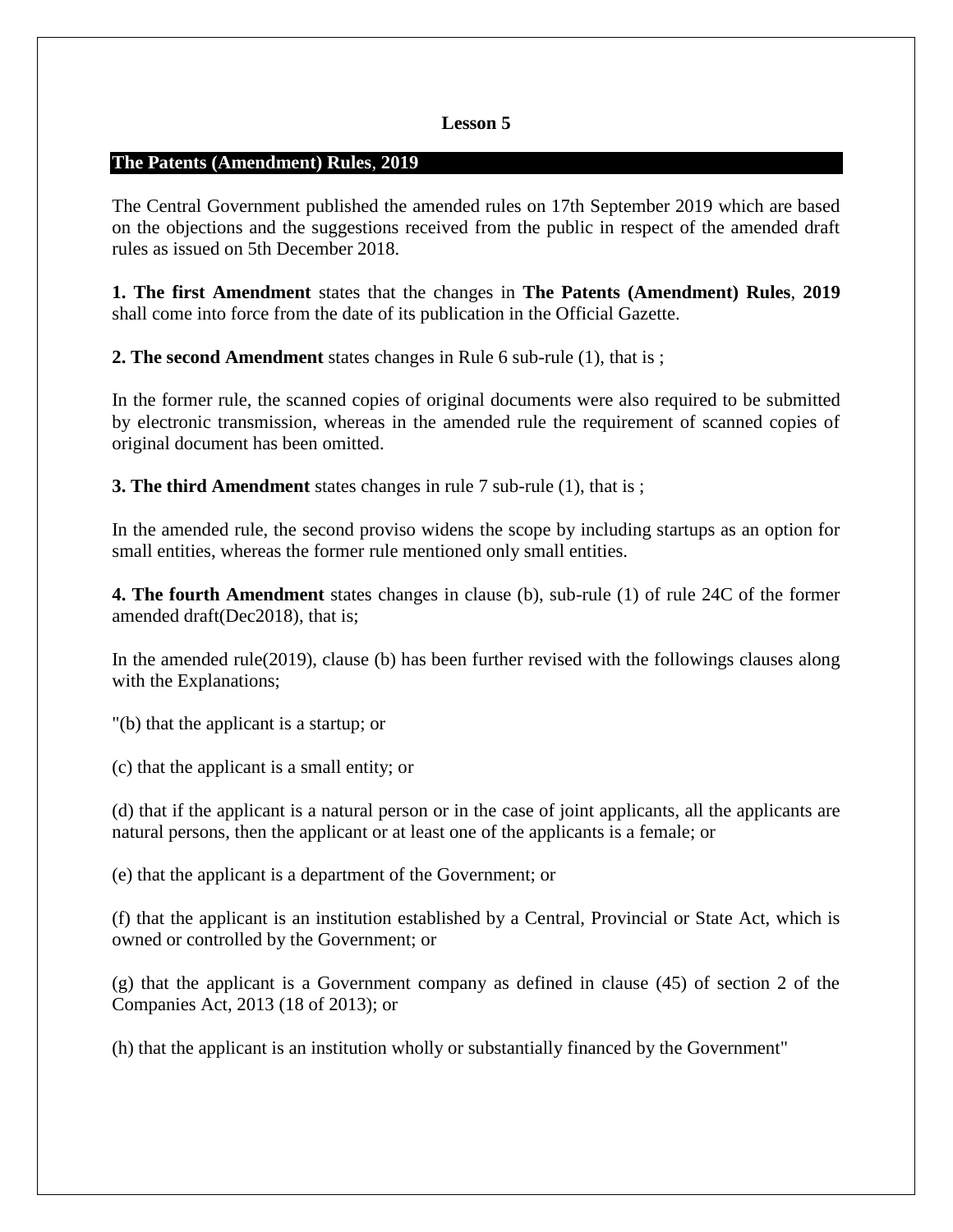**Lesson 5**

## The Patents (Amendment) Rules, 2019

The Central Government published the amended rules on 17th September 2019 which are based on the objections and the suggestions received from the public in respect of the amended draft rules as issued on 5th December 2018.

**1. The first Amendment** states that the changes in **The Patents (Amendment) Rules**, **2019** shall come into force from the date of its publication in the Official Gazette.

**2. The second Amendment** states changes in Rule 6 sub-rule (1), that is ;

In the former rule, the scanned copies of original documents were also required to be submitted by electronic transmission, whereas in the amended rule the requirement of scanned copies of original document has been omitted.

**3. The third Amendment** states changes in rule 7 sub-rule (1), that is ;

In the amended rule, the second proviso widens the scope by including startups as an option for small entities, whereas the former rule mentioned only small entities.

**4. The fourth Amendment** states changes in clause (b), sub-rule (1) of rule 24C of the former amended draft(Dec2018), that is;

In the amended rule(2019), clause (b) has been further revised with the followings clauses along with the Explanations;

"(b) that the applicant is a startup; or

(c) that the applicant is a small entity; or

(d) that if the applicant is a natural person or in the case of joint applicants, all the applicants are natural persons, then the applicant or at least one of the applicants is a female; or

(e) that the applicant is a department of the Government; or

(f) that the applicant is an institution established by a Central, Provincial or State Act, which is owned or controlled by the Government; or

(g) that the applicant is a Government company as defined in clause (45) of section 2 of the Companies Act, 2013 (18 of 2013); or

(h) that the applicant is an institution wholly or substantially financed by the Government"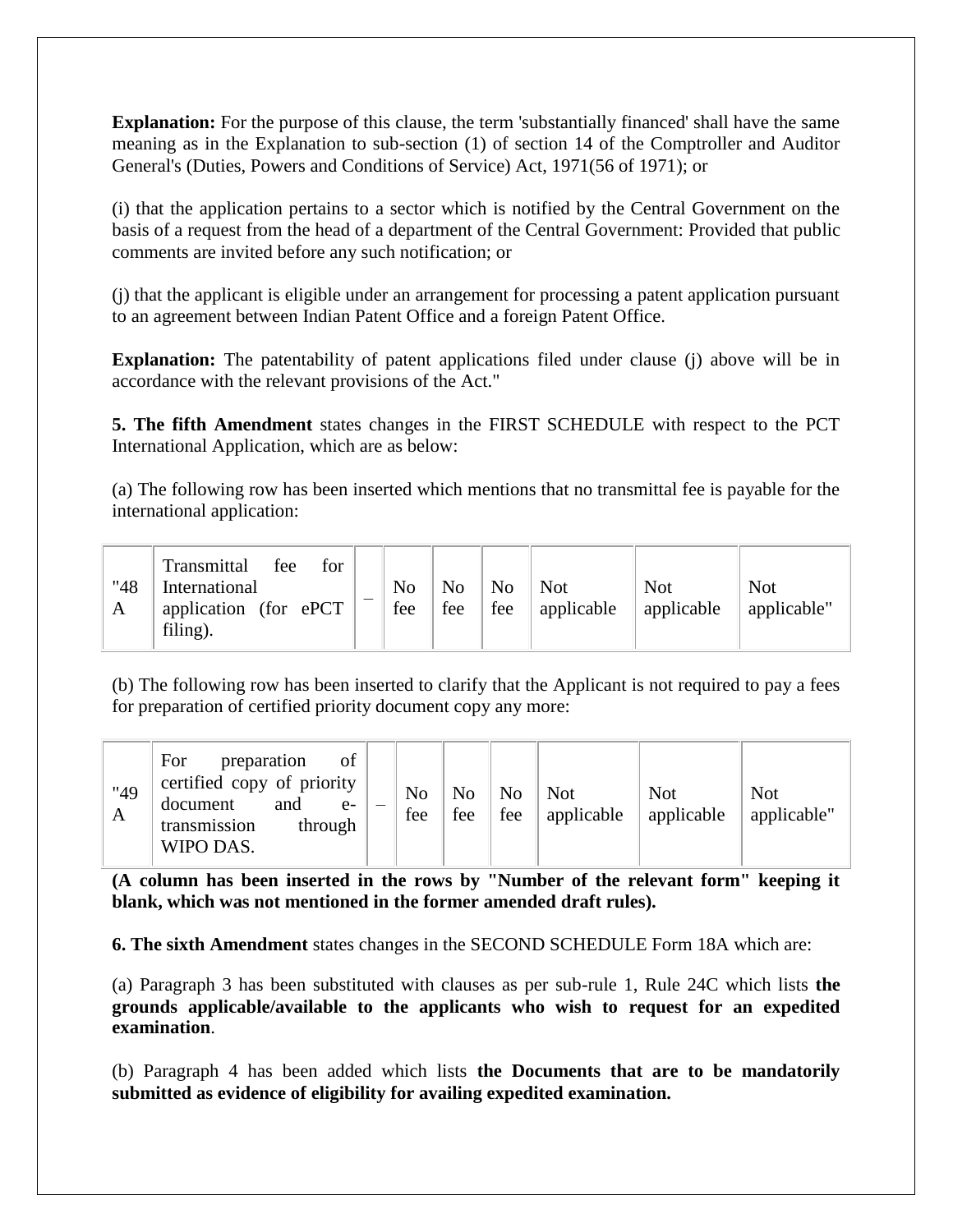**Explanation:** For the purpose of this clause, the term 'substantially financed' shall have the same meaning as in the Explanation to sub-section (1) of section 14 of the Comptroller and Auditor General's (Duties, Powers and Conditions of Service) Act, 1971(56 of 1971); or

(i) that the application pertains to a sector which is notified by the Central Government on the basis of a request from the head of a department of the Central Government: Provided that public comments are invited before any such notification; or

(j) that the applicant is eligible under an arrangement for processing a patent application pursuant to an agreement between Indian Patent Office and a foreign Patent Office.

**Explanation:** The patentability of patent applications filed under clause (j) above will be in accordance with the relevant provisions of the Act."

**5. The fifth Amendment** states changes in the FIRST SCHEDULE with respect to the PCT International Application, which are as below:

(a) The following row has been inserted which mentions that no transmittal fee is payable for the international application:

| | | | | | | | | |
|---|---|---|---|---|---|---|---|---|
| "48 A | Transmittal fee for International application (for ePCT filing). | – | No fee | No fee | No fee | Not applicable | Not applicable | Not applicable" |

(b) The following row has been inserted to clarify that the Applicant is not required to pay a fees for preparation of certified priority document copy any more:

| | | | | | | | | |
|---|---|---|---|---|---|---|---|---|
| "49 A | For preparation of certified copy of priority document and e-transmission through WIPO DAS. | – | No fee | No fee | No fee | Not applicable | Not applicable | Not applicable" |

**(A column has been inserted in the rows by "Number of the relevant form" keeping it blank, which was not mentioned in the former amended draft rules).**

**6. The sixth Amendment** states changes in the SECOND SCHEDULE Form 18A which are:

(a) Paragraph 3 has been substituted with clauses as per sub-rule 1, Rule 24C which lists **the grounds applicable/available to the applicants who wish to request for an expedited examination**.

(b) Paragraph 4 has been added which lists **the Documents that are to be mandatorily submitted as evidence of eligibility for availing expedited examination.**